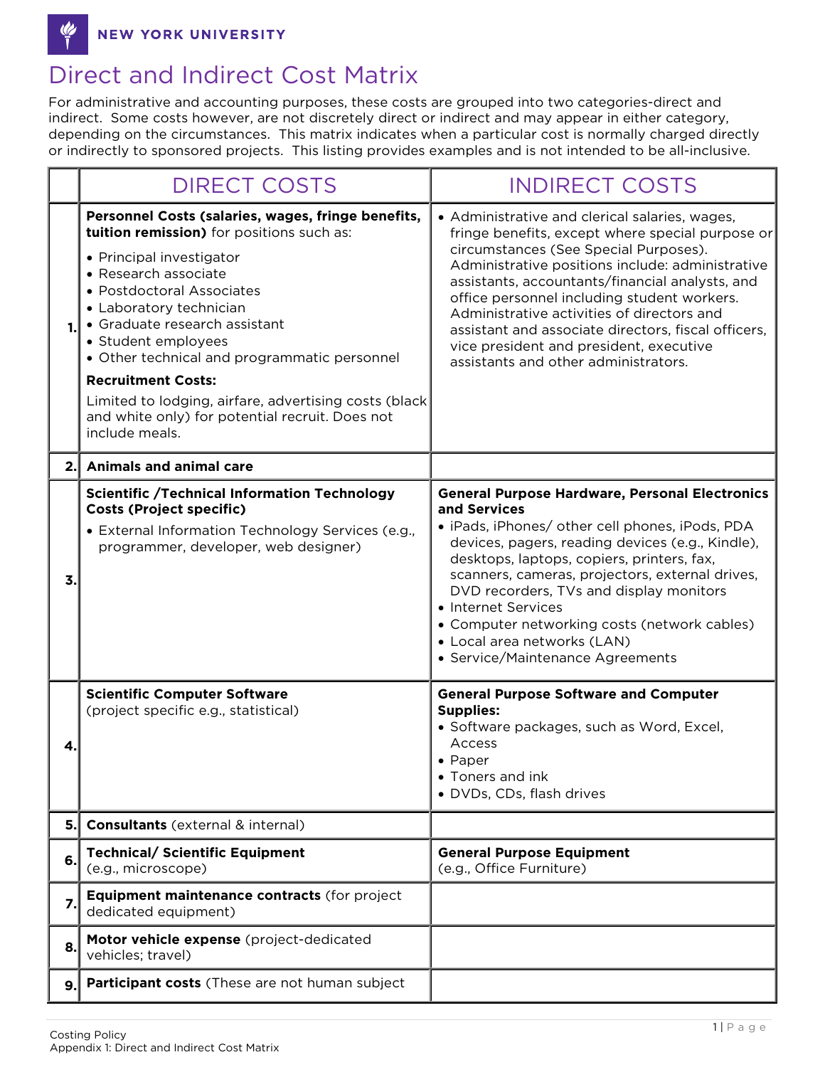NEW YORK UNIVERSITY

# Direct and Indirect Cost Matrix

For administrative and accounting purposes, these costs are grouped into two categories-direct and indirect. Some costs however, are not discretely direct or indirect and may appear in either category, depending on the circumstances. This matrix indicates when a particular cost is normally charged directly or indirectly to sponsored projects. This listing provides examples and is not intended to be all-inclusive.

| | DIRECT COSTS | INDIRECT COSTS |
|---|---|---|
| 1. | **Personnel Costs (salaries, wages, fringe benefits, tuition remission)** for positions such as:<br>• Principal investigator<br>• Research associate<br>• Postdoctoral Associates<br>• Laboratory technician<br>• Graduate research assistant<br>• Student employees<br>• Other technical and programmatic personnel<br>**Recruitment Costs:**<br>Limited to lodging, airfare, advertising costs (black and white only) for potential recruit. Does not include meals. | • Administrative and clerical salaries, wages, fringe benefits, except where special purpose or circumstances (See Special Purposes). Administrative positions include: administrative assistants, accountants/financial analysts, and office personnel including student workers. Administrative activities of directors and assistant and associate directors, fiscal officers, vice president and president, executive assistants and other administrators. |
| 2. | **Animals and animal care** | |
| 3. | **Scientific /Technical Information Technology Costs (Project specific)**<br>• External Information Technology Services (e.g., programmer, developer, web designer) | **General Purpose Hardware, Personal Electronics and Services**<br>• iPads, iPhones/ other cell phones, iPods, PDA devices, pagers, reading devices (e.g., Kindle), desktops, laptops, copiers, printers, fax, scanners, cameras, projectors, external drives, DVD recorders, TVs and display monitors<br>• Internet Services<br>• Computer networking costs (network cables)<br>• Local area networks (LAN)<br>• Service/Maintenance Agreements |
| 4. | **Scientific Computer Software**<br>(project specific e.g., statistical) | **General Purpose Software and Computer Supplies:**<br>• Software packages, such as Word, Excel, Access<br>• Paper<br>• Toners and ink<br>• DVDs, CDs, flash drives |
| 5. | **Consultants** (external & internal) | |
| 6. | **Technical/ Scientific Equipment**<br>(e.g., microscope) | **General Purpose Equipment**<br>(e.g., Office Furniture) |
| 7. | **Equipment maintenance contracts** (for project dedicated equipment) | |
| 8. | **Motor vehicle expense** (project-dedicated vehicles; travel) | |
| 9. | **Participant costs** (These are not human subject | |

Costing Policy
Appendix 1: Direct and Indirect Cost Matrix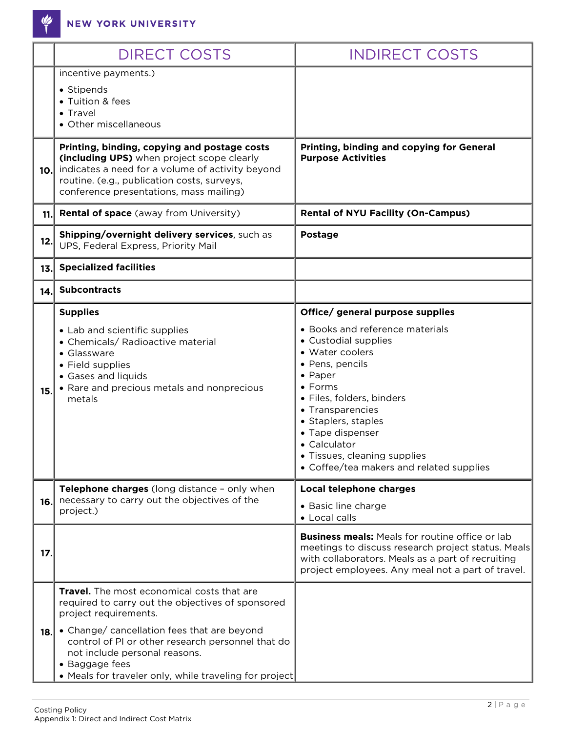| | DIRECT COSTS | INDIRECT COSTS |
|---|---|---|
| | incentive payments.)<br>• Stipends<br>• Tuition & fees<br>• Travel<br>• Other miscellaneous | |
| 10. | **Printing, binding, copying and postage costs (including UPS)** when project scope clearly indicates a need for a volume of activity beyond routine. (e.g., publication costs, surveys, conference presentations, mass mailing) | **Printing, binding and copying for General Purpose Activities** |
| 11. | **Rental of space** (away from University) | **Rental of NYU Facility (On-Campus)** |
| 12. | **Shipping/overnight delivery services**, such as UPS, Federal Express, Priority Mail | **Postage** |
| 13. | **Specialized facilities** | |
| 14. | **Subcontracts** | |
| 15. | **Supplies**<br>• Lab and scientific supplies<br>• Chemicals/ Radioactive material<br>• Glassware<br>• Field supplies<br>• Gases and liquids<br>• Rare and precious metals and nonprecious metals | **Office/ general purpose supplies**<br>• Books and reference materials<br>• Custodial supplies<br>• Water coolers<br>• Pens, pencils<br>• Paper<br>• Forms<br>• Files, folders, binders<br>• Transparencies<br>• Staplers, staples<br>• Tape dispenser<br>• Calculator<br>• Tissues, cleaning supplies<br>• Coffee/tea makers and related supplies |
| 16. | **Telephone charges** (long distance – only when necessary to carry out the objectives of the project.) | **Local telephone charges**<br>• Basic line charge<br>• Local calls |
| 17. | | **Business meals:** Meals for routine office or lab meetings to discuss research project status. Meals with collaborators. Meals as a part of recruiting project employees. Any meal not a part of travel. |
| 18. | **Travel.** The most economical costs that are required to carry out the objectives of sponsored project requirements.<br>• Change/ cancellation fees that are beyond control of PI or other research personnel that do not include personal reasons.<br>• Baggage fees<br>• Meals for traveler only, while traveling for project | |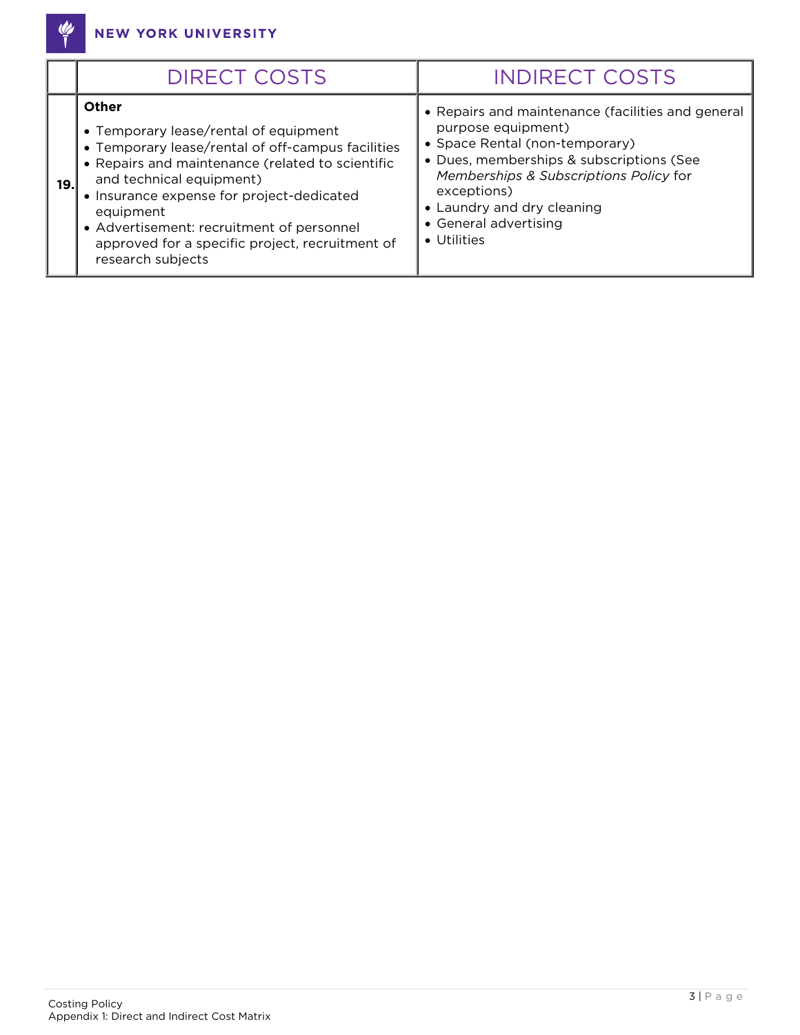| | DIRECT COSTS | INDIRECT COSTS |
|---|---|---|
| **19.** | **Other**<br>• Temporary lease/rental of equipment<br>• Temporary lease/rental of off-campus facilities<br>• Repairs and maintenance (related to scientific and technical equipment)<br>• Insurance expense for project-dedicated equipment<br>• Advertisement: recruitment of personnel approved for a specific project, recruitment of research subjects | • Repairs and maintenance (facilities and general purpose equipment)<br>• Space Rental (non-temporary)<br>• Dues, memberships & subscriptions (See *Memberships & Subscriptions Policy* for exceptions)<br>• Laundry and dry cleaning<br>• General advertising<br>• Utilities |